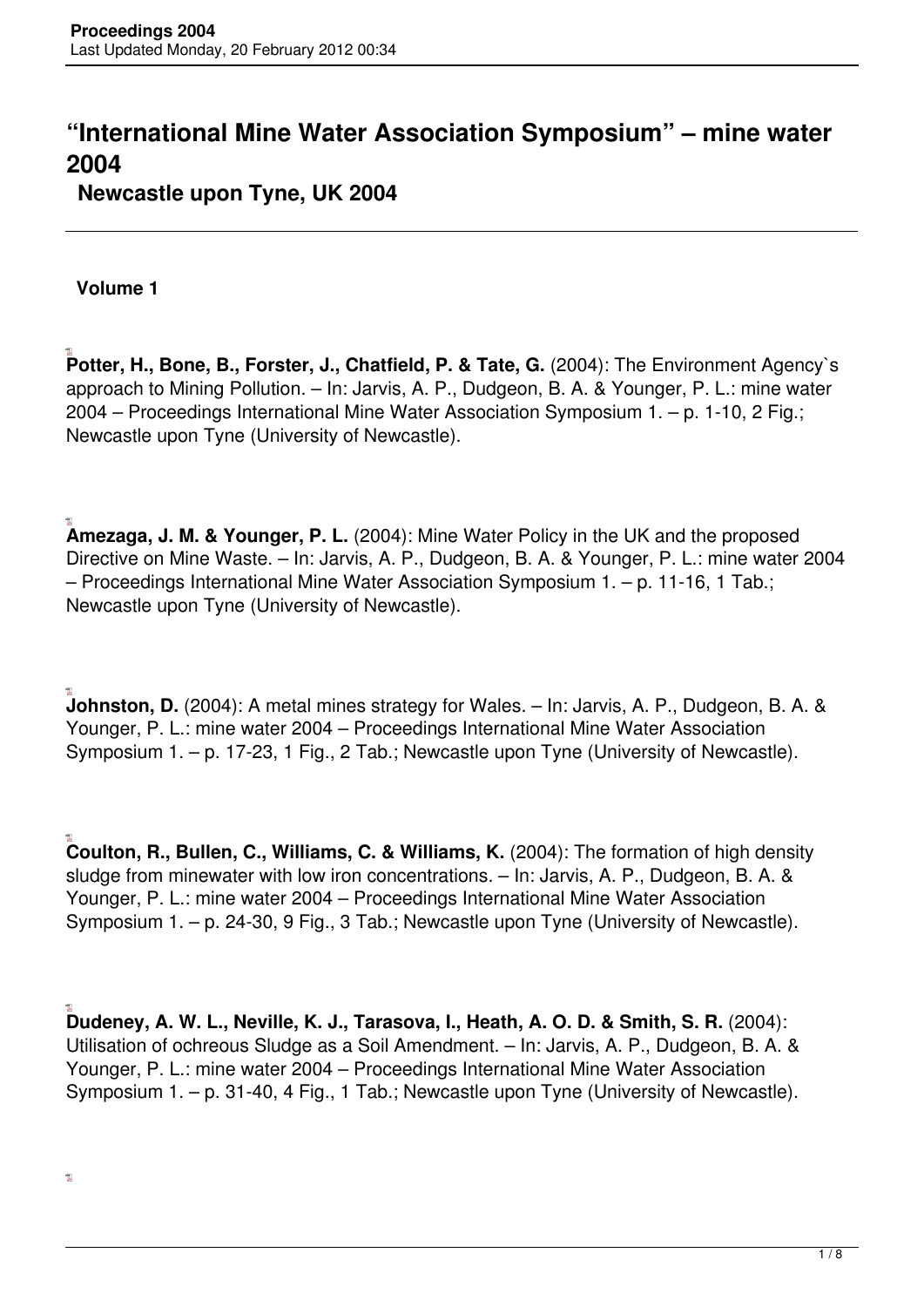# "International Mine Water Association Symposium" – mine water 2004

## Newcastle upon Tyne, UK 2004

### Volume 1

**Potter, H., Bone, B., Forster, J., Chatfield, P. & Tate, G.** (2004): The Environment Agency`s approach to Mining Pollution. – In: Jarvis, A. P., Dudgeon, B. A. & Younger, P. L.: mine water 2004 – Proceedings International Mine Water Association Symposium 1. – p. 1-10, 2 Fig.; Newcastle upon Tyne (University of Newcastle).

**Amezaga, J. M. & Younger, P. L.** (2004): Mine Water Policy in the UK and the proposed Directive on Mine Waste. – In: Jarvis, A. P., Dudgeon, B. A. & Younger, P. L.: mine water 2004 – Proceedings International Mine Water Association Symposium 1. – p. 11-16, 1 Tab.; Newcastle upon Tyne (University of Newcastle).

**Johnston, D.** (2004): A metal mines strategy for Wales. – In: Jarvis, A. P., Dudgeon, B. A. & Younger, P. L.: mine water 2004 – Proceedings International Mine Water Association Symposium 1. – p. 17-23, 1 Fig., 2 Tab.; Newcastle upon Tyne (University of Newcastle).

**Coulton, R., Bullen, C., Williams, C. & Williams, K.** (2004): The formation of high density sludge from minewater with low iron concentrations. – In: Jarvis, A. P., Dudgeon, B. A. & Younger, P. L.: mine water 2004 – Proceedings International Mine Water Association Symposium 1. – p. 24-30, 9 Fig., 3 Tab.; Newcastle upon Tyne (University of Newcastle).

**Dudeney, A. W. L., Neville, K. J., Tarasova, I., Heath, A. O. D. & Smith, S. R.** (2004): Utilisation of ochreous Sludge as a Soil Amendment. – In: Jarvis, A. P., Dudgeon, B. A. & Younger, P. L.: mine water 2004 – Proceedings International Mine Water Association Symposium 1. – p. 31-40, 4 Fig., 1 Tab.; Newcastle upon Tyne (University of Newcastle).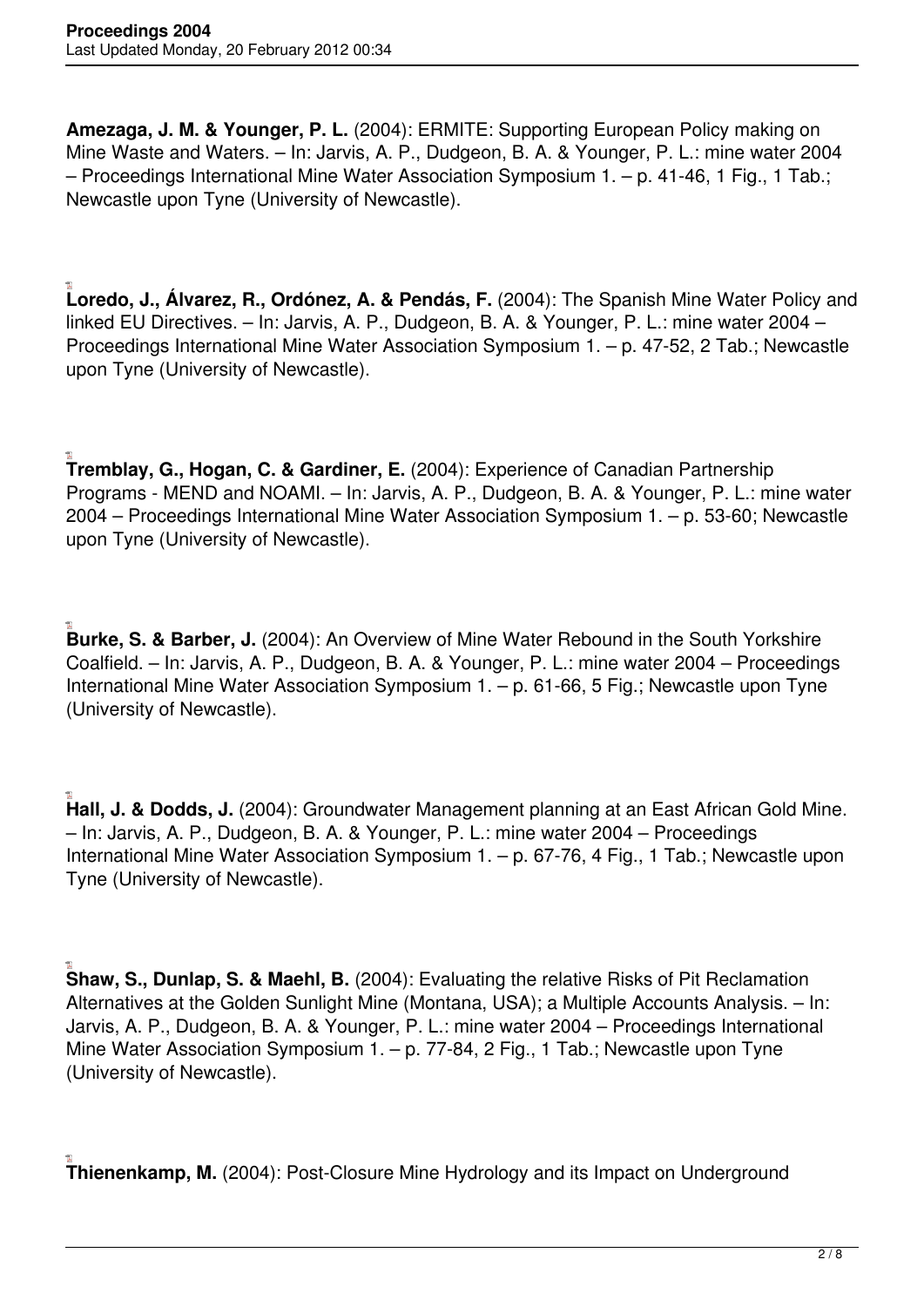**Amezaga, J. M. & Younger, P. L.** (2004): ERMITE: Supporting European Policy making on Mine Waste and Waters. – In: Jarvis, A. P., Dudgeon, B. A. & Younger, P. L.: mine water 2004 – Proceedings International Mine Water Association Symposium 1. – p. 41-46, 1 Fig., 1 Tab.; Newcastle upon Tyne (University of Newcastle).

**Loredo, J., Álvarez, R., Ordónez, A. & Pendás, F.** (2004): The Spanish Mine Water Policy and linked EU Directives. – In: Jarvis, A. P., Dudgeon, B. A. & Younger, P. L.: mine water 2004 – Proceedings International Mine Water Association Symposium 1. – p. 47-52, 2 Tab.; Newcastle upon Tyne (University of Newcastle).

**Tremblay, G., Hogan, C. & Gardiner, E.** (2004): Experience of Canadian Partnership Programs - MEND and NOAMI. – In: Jarvis, A. P., Dudgeon, B. A. & Younger, P. L.: mine water 2004 – Proceedings International Mine Water Association Symposium 1. – p. 53-60; Newcastle upon Tyne (University of Newcastle).

**Burke, S. & Barber, J.** (2004): An Overview of Mine Water Rebound in the South Yorkshire Coalfield. – In: Jarvis, A. P., Dudgeon, B. A. & Younger, P. L.: mine water 2004 – Proceedings International Mine Water Association Symposium 1. – p. 61-66, 5 Fig.; Newcastle upon Tyne (University of Newcastle).

**Hall, J. & Dodds, J.** (2004): Groundwater Management planning at an East African Gold Mine. – In: Jarvis, A. P., Dudgeon, B. A. & Younger, P. L.: mine water 2004 – Proceedings International Mine Water Association Symposium 1. – p. 67-76, 4 Fig., 1 Tab.; Newcastle upon Tyne (University of Newcastle).

**Shaw, S., Dunlap, S. & Maehl, B.** (2004): Evaluating the relative Risks of Pit Reclamation Alternatives at the Golden Sunlight Mine (Montana, USA); a Multiple Accounts Analysis. – In: Jarvis, A. P., Dudgeon, B. A. & Younger, P. L.: mine water 2004 – Proceedings International Mine Water Association Symposium 1. – p. 77-84, 2 Fig., 1 Tab.; Newcastle upon Tyne (University of Newcastle).

**Thienenkamp, M.** (2004): Post-Closure Mine Hydrology and its Impact on Underground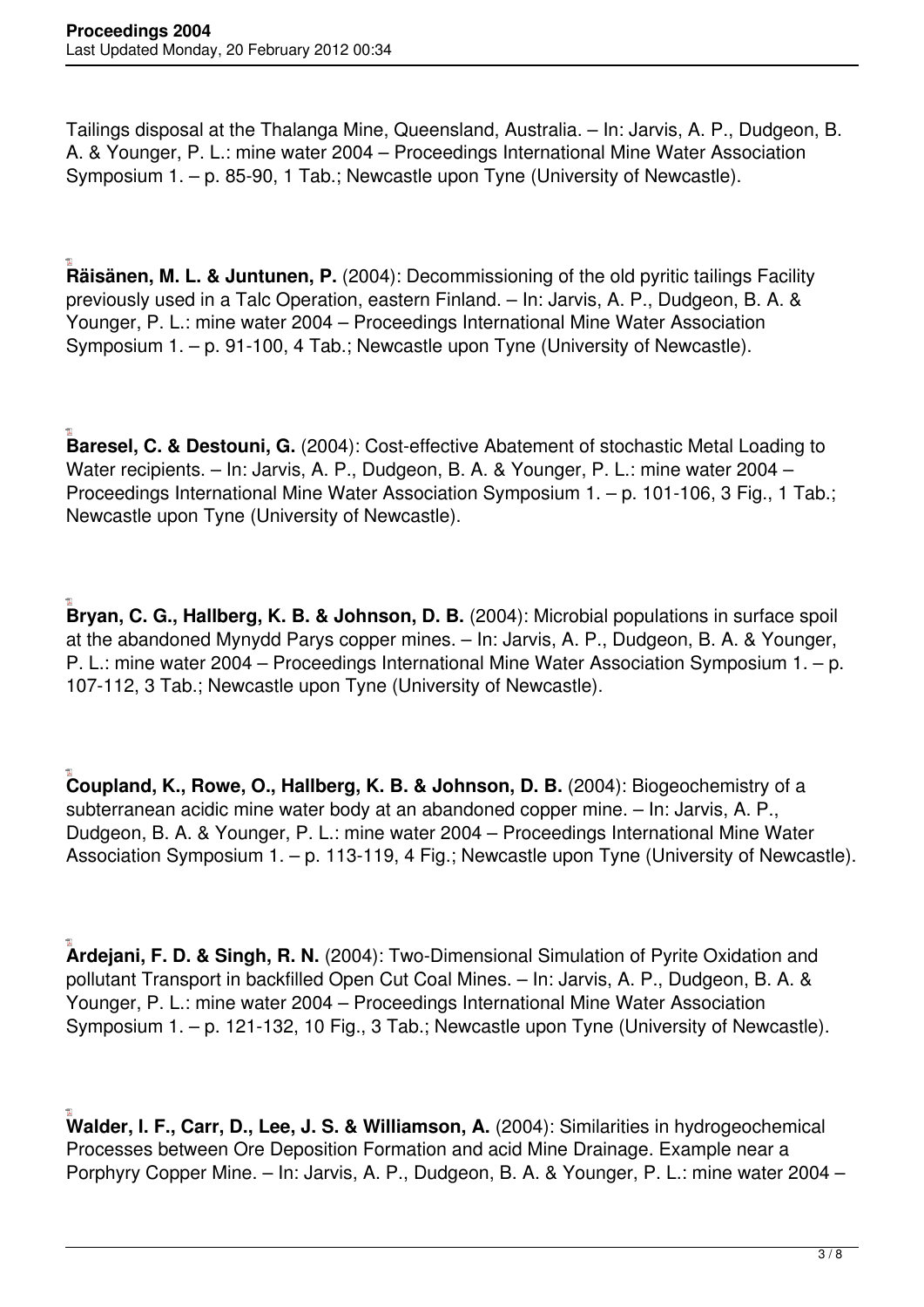Tailings disposal at the Thalanga Mine, Queensland, Australia. – In: Jarvis, A. P., Dudgeon, B. A. & Younger, P. L.: mine water 2004 – Proceedings International Mine Water Association Symposium 1. – p. 85-90, 1 Tab.; Newcastle upon Tyne (University of Newcastle).

**Räisänen, M. L. & Juntunen, P.** (2004): Decommissioning of the old pyritic tailings Facility previously used in a Talc Operation, eastern Finland. – In: Jarvis, A. P., Dudgeon, B. A. & Younger, P. L.: mine water 2004 – Proceedings International Mine Water Association Symposium 1. – p. 91-100, 4 Tab.; Newcastle upon Tyne (University of Newcastle).

**Baresel, C. & Destouni, G.** (2004): Cost-effective Abatement of stochastic Metal Loading to Water recipients. – In: Jarvis, A. P., Dudgeon, B. A. & Younger, P. L.: mine water 2004 – Proceedings International Mine Water Association Symposium 1. – p. 101-106, 3 Fig., 1 Tab.; Newcastle upon Tyne (University of Newcastle).

**Bryan, C. G., Hallberg, K. B. & Johnson, D. B.** (2004): Microbial populations in surface spoil at the abandoned Mynydd Parys copper mines. – In: Jarvis, A. P., Dudgeon, B. A. & Younger, P. L.: mine water 2004 – Proceedings International Mine Water Association Symposium 1. – p. 107-112, 3 Tab.; Newcastle upon Tyne (University of Newcastle).

**Coupland, K., Rowe, O., Hallberg, K. B. & Johnson, D. B.** (2004): Biogeochemistry of a subterranean acidic mine water body at an abandoned copper mine. – In: Jarvis, A. P., Dudgeon, B. A. & Younger, P. L.: mine water 2004 – Proceedings International Mine Water Association Symposium 1. – p. 113-119, 4 Fig.; Newcastle upon Tyne (University of Newcastle).

**Ardejani, F. D. & Singh, R. N.** (2004): Two-Dimensional Simulation of Pyrite Oxidation and pollutant Transport in backfilled Open Cut Coal Mines. – In: Jarvis, A. P., Dudgeon, B. A. & Younger, P. L.: mine water 2004 – Proceedings International Mine Water Association Symposium 1. – p. 121-132, 10 Fig., 3 Tab.; Newcastle upon Tyne (University of Newcastle).

**Walder, I. F., Carr, D., Lee, J. S. & Williamson, A.** (2004): Similarities in hydrogeochemical Processes between Ore Deposition Formation and acid Mine Drainage. Example near a Porphyry Copper Mine. – In: Jarvis, A. P., Dudgeon, B. A. & Younger, P. L.: mine water 2004 –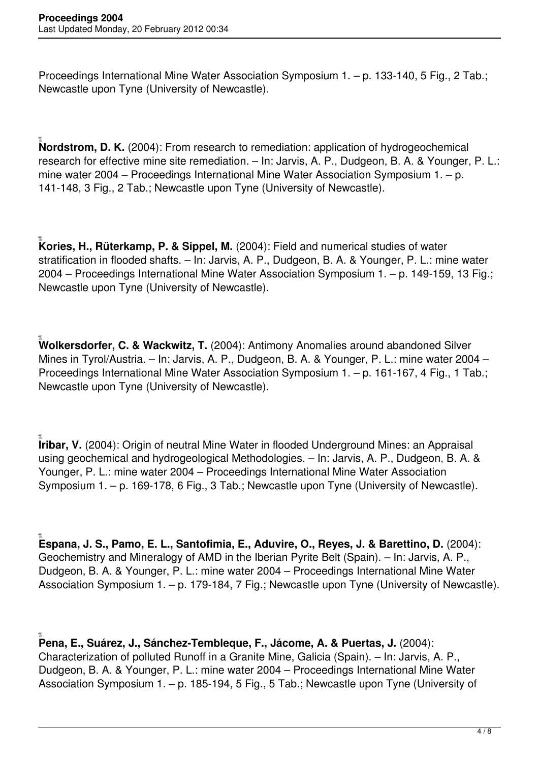Proceedings International Mine Water Association Symposium 1. – p. 133-140, 5 Fig., 2 Tab.; Newcastle upon Tyne (University of Newcastle).

**Nordstrom, D. K.** (2004): From research to remediation: application of hydrogeochemical research for effective mine site remediation. – In: Jarvis, A. P., Dudgeon, B. A. & Younger, P. L.: mine water 2004 – Proceedings International Mine Water Association Symposium 1. – p. 141-148, 3 Fig., 2 Tab.; Newcastle upon Tyne (University of Newcastle).

**Kories, H., Rüterkamp, P. & Sippel, M.** (2004): Field and numerical studies of water stratification in flooded shafts. – In: Jarvis, A. P., Dudgeon, B. A. & Younger, P. L.: mine water 2004 – Proceedings International Mine Water Association Symposium 1. – p. 149-159, 13 Fig.; Newcastle upon Tyne (University of Newcastle).

**Wolkersdorfer, C. & Wackwitz, T.** (2004): Antimony Anomalies around abandoned Silver Mines in Tyrol/Austria. – In: Jarvis, A. P., Dudgeon, B. A. & Younger, P. L.: mine water 2004 – Proceedings International Mine Water Association Symposium 1. – p. 161-167, 4 Fig., 1 Tab.; Newcastle upon Tyne (University of Newcastle).

**Iribar, V.** (2004): Origin of neutral Mine Water in flooded Underground Mines: an Appraisal using geochemical and hydrogeological Methodologies. – In: Jarvis, A. P., Dudgeon, B. A. & Younger, P. L.: mine water 2004 – Proceedings International Mine Water Association Symposium 1. – p. 169-178, 6 Fig., 3 Tab.; Newcastle upon Tyne (University of Newcastle).

**Espana, J. S., Pamo, E. L., Santofimia, E., Aduvire, O., Reyes, J. & Barettino, D.** (2004): Geochemistry and Mineralogy of AMD in the Iberian Pyrite Belt (Spain). – In: Jarvis, A. P., Dudgeon, B. A. & Younger, P. L.: mine water 2004 – Proceedings International Mine Water Association Symposium 1. – p. 179-184, 7 Fig.; Newcastle upon Tyne (University of Newcastle).

**Pena, E., Suárez, J., Sánchez-Tembleque, F., Jácome, A. & Puertas, J.** (2004): Characterization of polluted Runoff in a Granite Mine, Galicia (Spain). – In: Jarvis, A. P., Dudgeon, B. A. & Younger, P. L.: mine water 2004 – Proceedings International Mine Water Association Symposium 1. – p. 185-194, 5 Fig., 5 Tab.; Newcastle upon Tyne (University of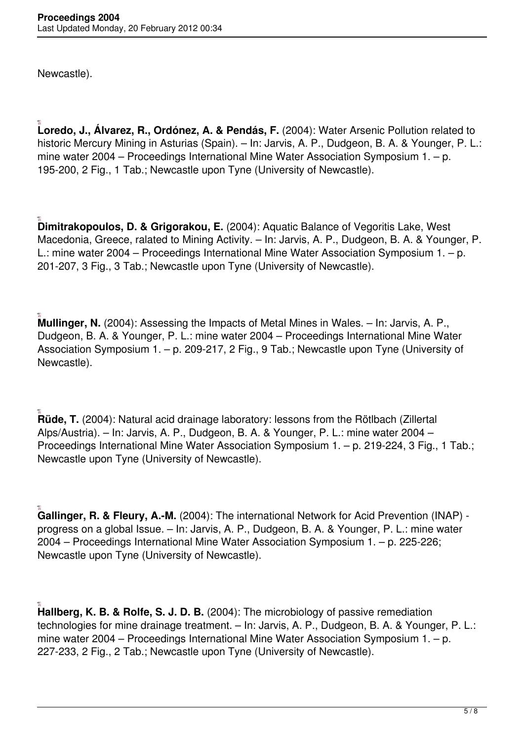Newcastle).

**Loredo, J., Álvarez, R., Ordónez, A. & Pendás, F.** (2004): Water Arsenic Pollution related to historic Mercury Mining in Asturias (Spain). – In: Jarvis, A. P., Dudgeon, B. A. & Younger, P. L.: mine water 2004 – Proceedings International Mine Water Association Symposium 1. – p. 195-200, 2 Fig., 1 Tab.; Newcastle upon Tyne (University of Newcastle).

**Dimitrakopoulos, D. & Grigorakou, E.** (2004): Aquatic Balance of Vegoritis Lake, West Macedonia, Greece, ralated to Mining Activity. – In: Jarvis, A. P., Dudgeon, B. A. & Younger, P. L.: mine water 2004 – Proceedings International Mine Water Association Symposium 1. – p. 201-207, 3 Fig., 3 Tab.; Newcastle upon Tyne (University of Newcastle).

**Mullinger, N.** (2004): Assessing the Impacts of Metal Mines in Wales. – In: Jarvis, A. P., Dudgeon, B. A. & Younger, P. L.: mine water 2004 – Proceedings International Mine Water Association Symposium 1. – p. 209-217, 2 Fig., 9 Tab.; Newcastle upon Tyne (University of Newcastle).

**Rüde, T.** (2004): Natural acid drainage laboratory: lessons from the Rötlbach (Zillertal Alps/Austria). – In: Jarvis, A. P., Dudgeon, B. A. & Younger, P. L.: mine water 2004 – Proceedings International Mine Water Association Symposium 1. – p. 219-224, 3 Fig., 1 Tab.; Newcastle upon Tyne (University of Newcastle).

**Gallinger, R. & Fleury, A.-M.** (2004): The international Network for Acid Prevention (INAP) - progress on a global Issue. – In: Jarvis, A. P., Dudgeon, B. A. & Younger, P. L.: mine water 2004 – Proceedings International Mine Water Association Symposium 1. – p. 225-226; Newcastle upon Tyne (University of Newcastle).

**Hallberg, K. B. & Rolfe, S. J. D. B.** (2004): The microbiology of passive remediation technologies for mine drainage treatment. – In: Jarvis, A. P., Dudgeon, B. A. & Younger, P. L.: mine water 2004 – Proceedings International Mine Water Association Symposium 1. – p. 227-233, 2 Fig., 2 Tab.; Newcastle upon Tyne (University of Newcastle).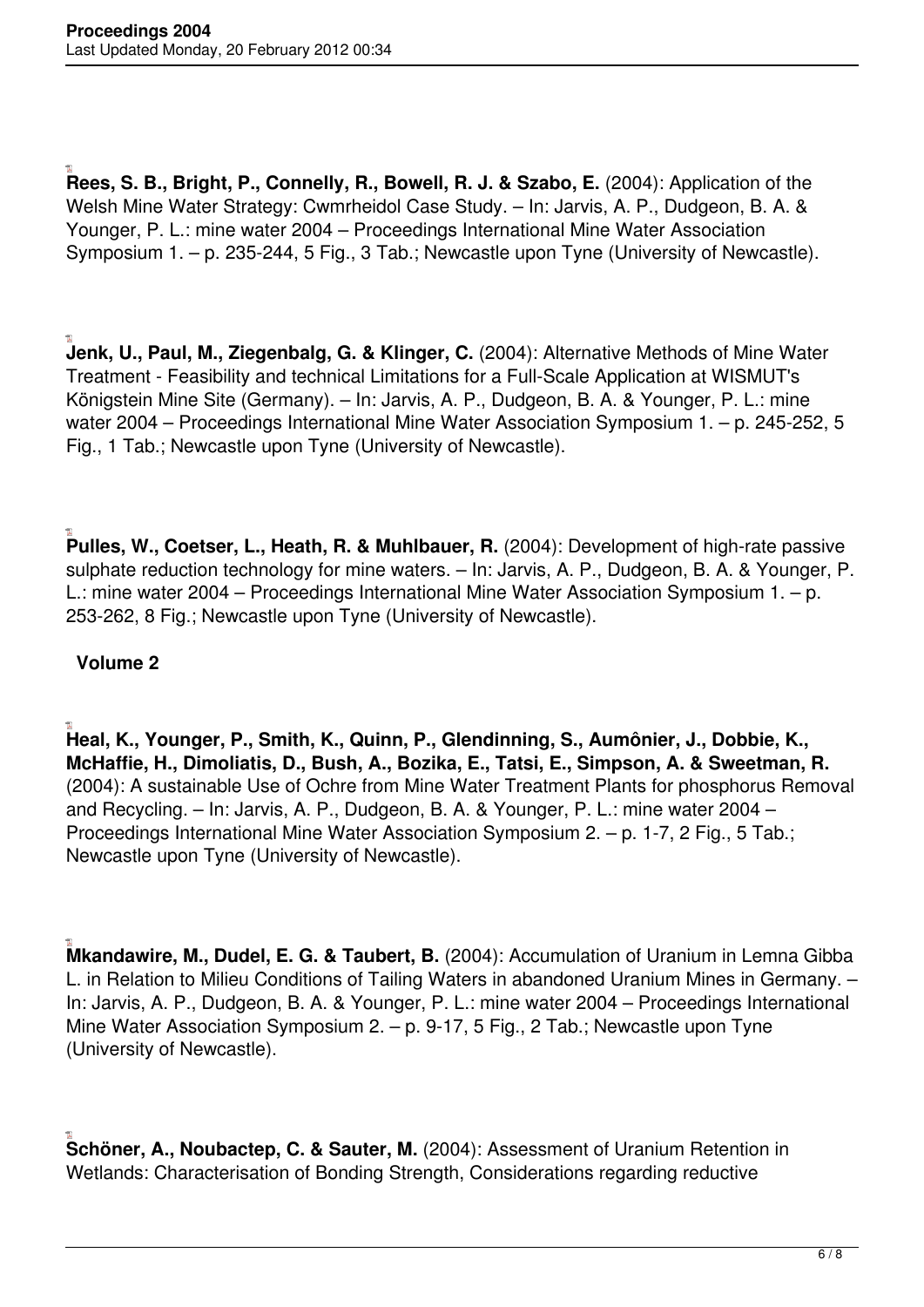**Rees, S. B., Bright, P., Connelly, R., Bowell, R. J. & Szabo, E.** (2004): Application of the Welsh Mine Water Strategy: Cwmrheidol Case Study. – In: Jarvis, A. P., Dudgeon, B. A. & Younger, P. L.: mine water 2004 – Proceedings International Mine Water Association Symposium 1. – p. 235-244, 5 Fig., 3 Tab.; Newcastle upon Tyne (University of Newcastle).

**Jenk, U., Paul, M., Ziegenbalg, G. & Klinger, C.** (2004): Alternative Methods of Mine Water Treatment - Feasibility and technical Limitations for a Full-Scale Application at WISMUT's Königstein Mine Site (Germany). – In: Jarvis, A. P., Dudgeon, B. A. & Younger, P. L.: mine water 2004 – Proceedings International Mine Water Association Symposium 1. – p. 245-252, 5 Fig., 1 Tab.; Newcastle upon Tyne (University of Newcastle).

**Pulles, W., Coetser, L., Heath, R. & Muhlbauer, R.** (2004): Development of high-rate passive sulphate reduction technology for mine waters. – In: Jarvis, A. P., Dudgeon, B. A. & Younger, P. L.: mine water 2004 – Proceedings International Mine Water Association Symposium 1. – p. 253-262, 8 Fig.; Newcastle upon Tyne (University of Newcastle).

**Volume 2**

**Heal, K., Younger, P., Smith, K., Quinn, P., Glendinning, S., Aumônier, J., Dobbie, K., McHaffie, H., Dimoliatis, D., Bush, A., Bozika, E., Tatsi, E., Simpson, A. & Sweetman, R.** (2004): A sustainable Use of Ochre from Mine Water Treatment Plants for phosphorus Removal and Recycling. – In: Jarvis, A. P., Dudgeon, B. A. & Younger, P. L.: mine water 2004 – Proceedings International Mine Water Association Symposium 2. – p. 1-7, 2 Fig., 5 Tab.; Newcastle upon Tyne (University of Newcastle).

**Mkandawire, M., Dudel, E. G. & Taubert, B.** (2004): Accumulation of Uranium in Lemna Gibba L. in Relation to Milieu Conditions of Tailing Waters in abandoned Uranium Mines in Germany. – In: Jarvis, A. P., Dudgeon, B. A. & Younger, P. L.: mine water 2004 – Proceedings International Mine Water Association Symposium 2. – p. 9-17, 5 Fig., 2 Tab.; Newcastle upon Tyne (University of Newcastle).

**Schöner, A., Noubactep, C. & Sauter, M.** (2004): Assessment of Uranium Retention in Wetlands: Characterisation of Bonding Strength, Considerations regarding reductive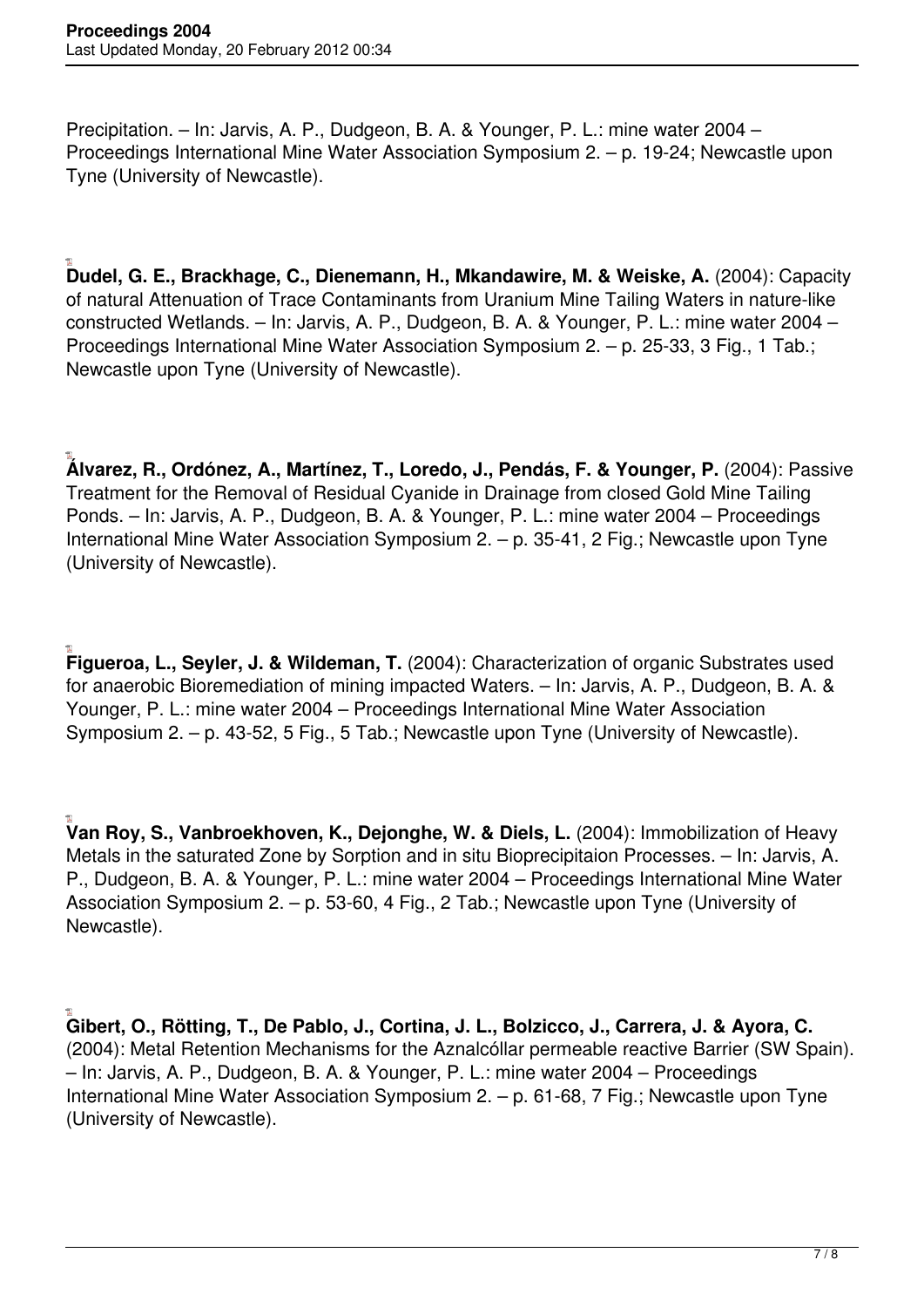Precipitation. – In: Jarvis, A. P., Dudgeon, B. A. & Younger, P. L.: mine water 2004 – Proceedings International Mine Water Association Symposium 2. – p. 19-24; Newcastle upon Tyne (University of Newcastle).

**Dudel, G. E., Brackhage, C., Dienemann, H., Mkandawire, M. & Weiske, A.** (2004): Capacity of natural Attenuation of Trace Contaminants from Uranium Mine Tailing Waters in nature-like constructed Wetlands. – In: Jarvis, A. P., Dudgeon, B. A. & Younger, P. L.: mine water 2004 – Proceedings International Mine Water Association Symposium 2. – p. 25-33, 3 Fig., 1 Tab.; Newcastle upon Tyne (University of Newcastle).

**Álvarez, R., Ordónez, A., Martínez, T., Loredo, J., Pendás, F. & Younger, P.** (2004): Passive Treatment for the Removal of Residual Cyanide in Drainage from closed Gold Mine Tailing Ponds. – In: Jarvis, A. P., Dudgeon, B. A. & Younger, P. L.: mine water 2004 – Proceedings International Mine Water Association Symposium 2. – p. 35-41, 2 Fig.; Newcastle upon Tyne (University of Newcastle).

**Figueroa, L., Seyler, J. & Wildeman, T.** (2004): Characterization of organic Substrates used for anaerobic Bioremediation of mining impacted Waters. – In: Jarvis, A. P., Dudgeon, B. A. & Younger, P. L.: mine water 2004 – Proceedings International Mine Water Association Symposium 2. – p. 43-52, 5 Fig., 5 Tab.; Newcastle upon Tyne (University of Newcastle).

**Van Roy, S., Vanbroekhoven, K., Dejonghe, W. & Diels, L.** (2004): Immobilization of Heavy Metals in the saturated Zone by Sorption and in situ Bioprecipitaion Processes. – In: Jarvis, A. P., Dudgeon, B. A. & Younger, P. L.: mine water 2004 – Proceedings International Mine Water Association Symposium 2. – p. 53-60, 4 Fig., 2 Tab.; Newcastle upon Tyne (University of Newcastle).

**Gibert, O., Rötting, T., De Pablo, J., Cortina, J. L., Bolzicco, J., Carrera, J. & Ayora, C.** (2004): Metal Retention Mechanisms for the Aznalcóllar permeable reactive Barrier (SW Spain). – In: Jarvis, A. P., Dudgeon, B. A. & Younger, P. L.: mine water 2004 – Proceedings International Mine Water Association Symposium 2. – p. 61-68, 7 Fig.; Newcastle upon Tyne (University of Newcastle).